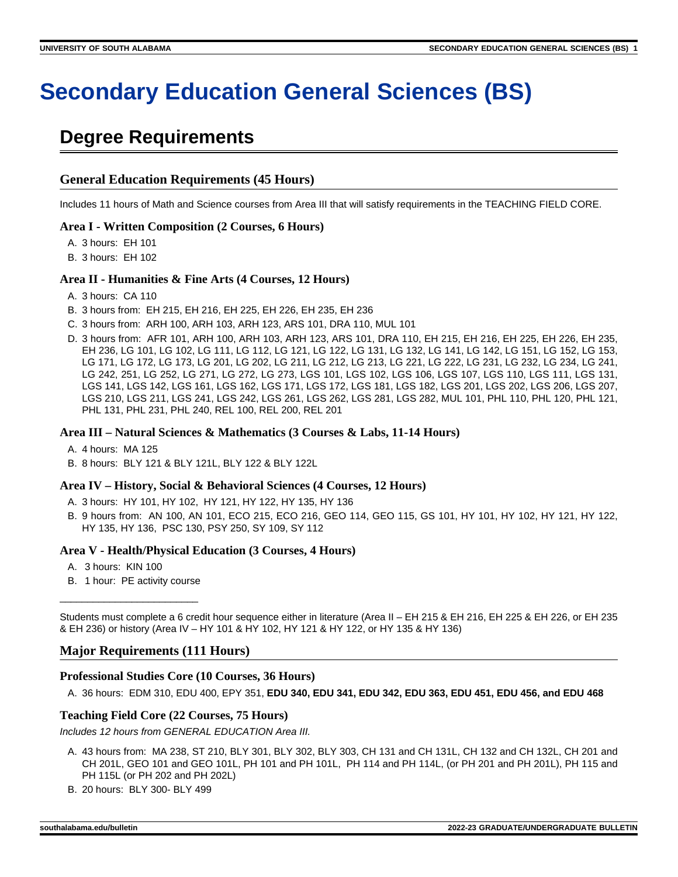# Secondary Education General Sciences (BS)

## Degree Requirements

### General Education Requirements (45 Hours)

Includes 11 hours of Math and Science courses from Area III that will satisfy requirements in the TEACHING FIELD CORE.

#### Area I - Written Composition (2 Courses, 6 Hours)

A. 3 hours: EH 101
B. 3 hours: EH 102

#### Area II - Humanities & Fine Arts (4 Courses, 12 Hours)

A. 3 hours: CA 110
B. 3 hours from: EH 215, EH 216, EH 225, EH 226, EH 235, EH 236
C. 3 hours from: ARH 100, ARH 103, ARH 123, ARS 101, DRA 110, MUL 101
D. 3 hours from: AFR 101, ARH 100, ARH 103, ARH 123, ARS 101, DRA 110, EH 215, EH 216, EH 225, EH 226, EH 235, EH 236, LG 101, LG 102, LG 111, LG 112, LG 121, LG 122, LG 131, LG 132, LG 141, LG 142, LG 151, LG 152, LG 153, LG 171, LG 172, LG 173, LG 201, LG 202, LG 211, LG 212, LG 213, LG 221, LG 222, LG 231, LG 232, LG 234, LG 241, LG 242, 251, LG 252, LG 271, LG 272, LG 273, LGS 101, LGS 102, LGS 106, LGS 107, LGS 110, LGS 111, LGS 131, LGS 141, LGS 142, LGS 161, LGS 162, LGS 171, LGS 172, LGS 181, LGS 182, LGS 201, LGS 202, LGS 206, LGS 207, LGS 210, LGS 211, LGS 241, LGS 242, LGS 261, LGS 262, LGS 281, LGS 282, MUL 101, PHL 110, PHL 120, PHL 121, PHL 131, PHL 231, PHL 240, REL 100, REL 200, REL 201

#### Area III – Natural Sciences & Mathematics (3 Courses & Labs, 11-14 Hours)

A. 4 hours: MA 125
B. 8 hours: BLY 121 & BLY 121L, BLY 122 & BLY 122L

#### Area IV – History, Social & Behavioral Sciences (4 Courses, 12 Hours)

A. 3 hours: HY 101, HY 102, HY 121, HY 122, HY 135, HY 136
B. 9 hours from: AN 100, AN 101, ECO 215, ECO 216, GEO 114, GEO 115, GS 101, HY 101, HY 102, HY 121, HY 122, HY 135, HY 136, PSC 130, PSY 250, SY 109, SY 112

#### Area V - Health/Physical Education (3 Courses, 4 Hours)

A. 3 hours: KIN 100
B. 1 hour: PE activity course

________________________

Students must complete a 6 credit hour sequence either in literature (Area II – EH 215 & EH 216, EH 225 & EH 226, or EH 235 & EH 236) or history (Area IV – HY 101 & HY 102, HY 121 & HY 122, or HY 135 & HY 136)

### Major Requirements (111 Hours)

#### Professional Studies Core (10 Courses, 36 Hours)

A. 36 hours: EDM 310, EDU 400, EPY 351, **EDU 340, EDU 341, EDU 342, EDU 363, EDU 451, EDU 456, and EDU 468**

#### Teaching Field Core (22 Courses, 75 Hours)

*Includes 12 hours from GENERAL EDUCATION Area III.*

A. 43 hours from: MA 238, ST 210, BLY 301, BLY 302, BLY 303, CH 131 and CH 131L, CH 132 and CH 132L, CH 201 and CH 201L, GEO 101 and GEO 101L, PH 101 and PH 101L, PH 114 and PH 114L, (or PH 201 and PH 201L), PH 115 and PH 115L (or PH 202 and PH 202L)
B. 20 hours: BLY 300- BLY 499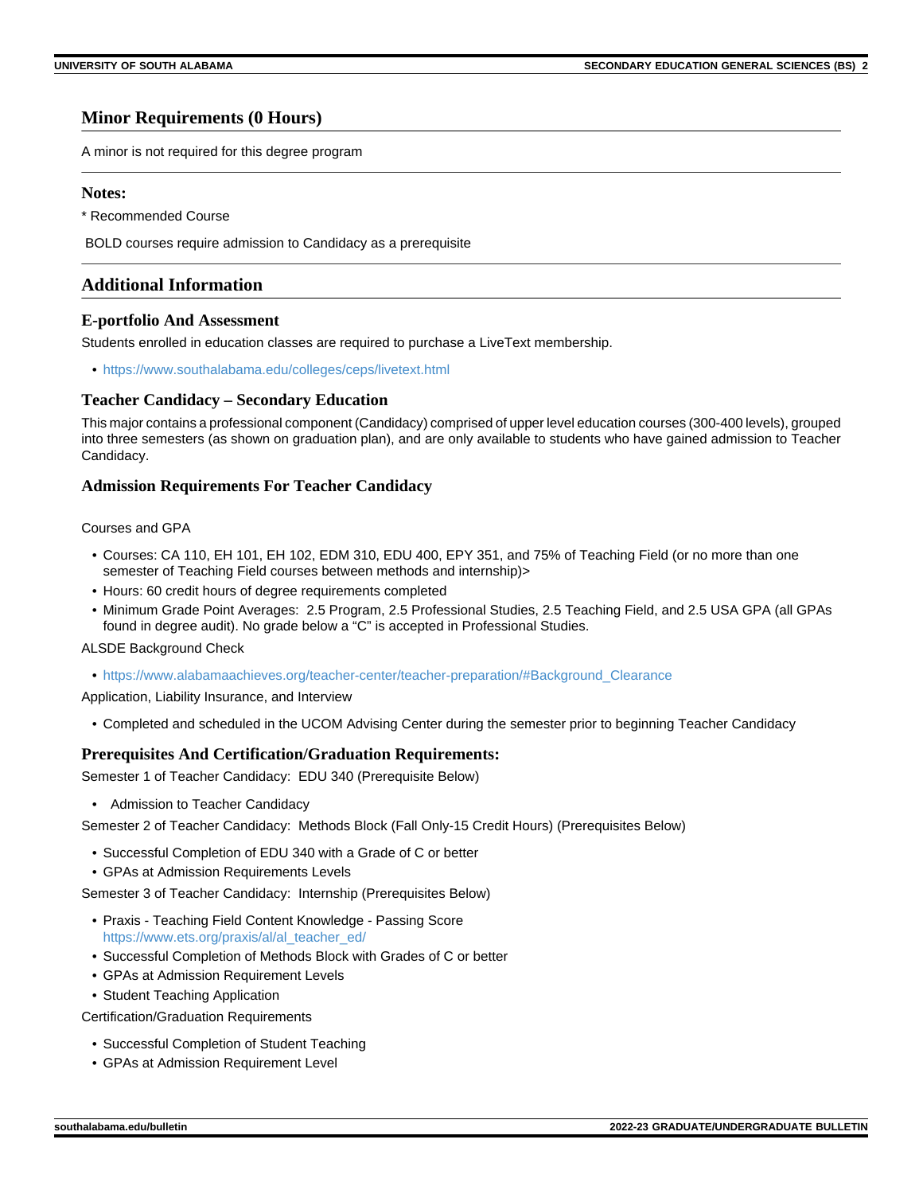## Minor Requirements (0 Hours)

A minor is not required for this degree program

### Notes:

* Recommended Course

BOLD courses require admission to Candidacy as a prerequisite

## Additional Information

### E-portfolio And Assessment

Students enrolled in education classes are required to purchase a LiveText membership.

- https://www.southalabama.edu/colleges/ceps/livetext.html

### Teacher Candidacy – Secondary Education

This major contains a professional component (Candidacy) comprised of upper level education courses (300-400 levels), grouped into three semesters (as shown on graduation plan), and are only available to students who have gained admission to Teacher Candidacy.

### Admission Requirements For Teacher Candidacy

Courses and GPA

- Courses: CA 110, EH 101, EH 102, EDM 310, EDU 400, EPY 351, and 75% of Teaching Field (or no more than one semester of Teaching Field courses between methods and internship)>
- Hours: 60 credit hours of degree requirements completed
- Minimum Grade Point Averages: 2.5 Program, 2.5 Professional Studies, 2.5 Teaching Field, and 2.5 USA GPA (all GPAs found in degree audit). No grade below a "C" is accepted in Professional Studies.

ALSDE Background Check

- https://www.alabamaachieves.org/teacher-center/teacher-preparation/#Background_Clearance

Application, Liability Insurance, and Interview

- Completed and scheduled in the UCOM Advising Center during the semester prior to beginning Teacher Candidacy

### Prerequisites And Certification/Graduation Requirements:

Semester 1 of Teacher Candidacy: EDU 340 (Prerequisite Below)

- Admission to Teacher Candidacy

Semester 2 of Teacher Candidacy: Methods Block (Fall Only-15 Credit Hours) (Prerequisites Below)

- Successful Completion of EDU 340 with a Grade of C or better
- GPAs at Admission Requirements Levels

Semester 3 of Teacher Candidacy: Internship (Prerequisites Below)

- Praxis - Teaching Field Content Knowledge - Passing Score https://www.ets.org/praxis/al/al_teacher_ed/
- Successful Completion of Methods Block with Grades of C or better
- GPAs at Admission Requirement Levels
- Student Teaching Application

Certification/Graduation Requirements

- Successful Completion of Student Teaching
- GPAs at Admission Requirement Level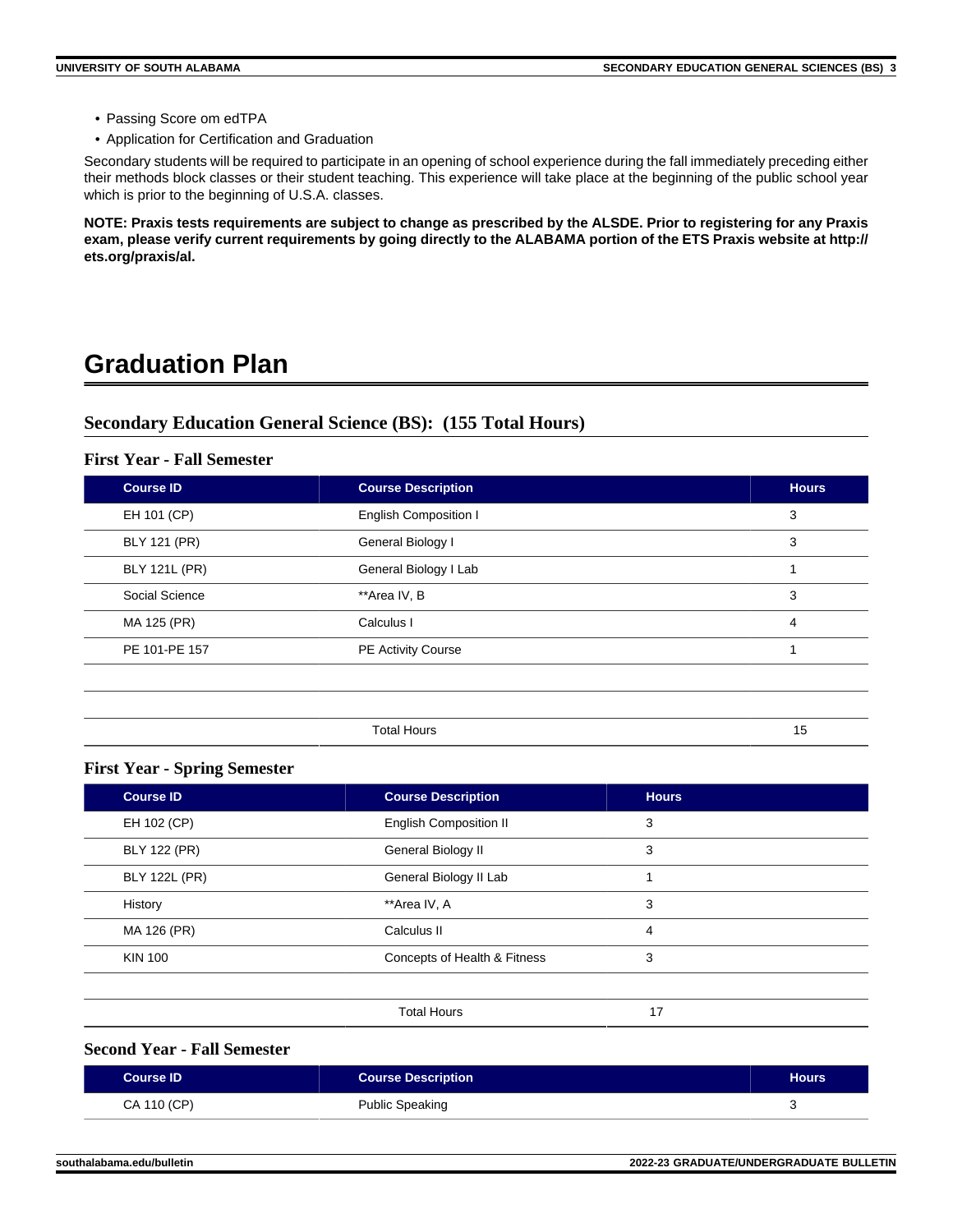- Passing Score om edTPA
- Application for Certification and Graduation

Secondary students will be required to participate in an opening of school experience during the fall immediately preceding either their methods block classes or their student teaching. This experience will take place at the beginning of the public school year which is prior to the beginning of U.S.A. classes.

**NOTE: Praxis tests requirements are subject to change as prescribed by the ALSDE. Prior to registering for any Praxis exam, please verify current requirements by going directly to the ALABAMA portion of the ETS Praxis website at http://ets.org/praxis/al.**

# Graduation Plan

## Secondary Education General Science (BS): (155 Total Hours)

### First Year - Fall Semester

| Course ID | Course Description | Hours |
|---|---|---|
| EH 101 (CP) | English Composition I | 3 |
| BLY 121 (PR) | General Biology I | 3 |
| BLY 121L (PR) | General Biology I Lab | 1 |
| Social Science | **Area IV, B | 3 |
| MA 125 (PR) | Calculus I | 4 |
| PE 101-PE 157 | PE Activity Course | 1 |
| | | |
| | | |
| | Total Hours | 15 |

### First Year - Spring Semester

| Course ID | Course Description | Hours |
|---|---|---|
| EH 102 (CP) | English Composition II | 3 |
| BLY 122 (PR) | General Biology II | 3 |
| BLY 122L (PR) | General Biology II Lab | 1 |
| History | **Area IV, A | 3 |
| MA 126 (PR) | Calculus II | 4 |
| KIN 100 | Concepts of Health & Fitness | 3 |
| | | |
| | Total Hours | 17 |

### Second Year - Fall Semester

| Course ID | Course Description | Hours |
|---|---|---|
| CA 110 (CP) | Public Speaking | 3 |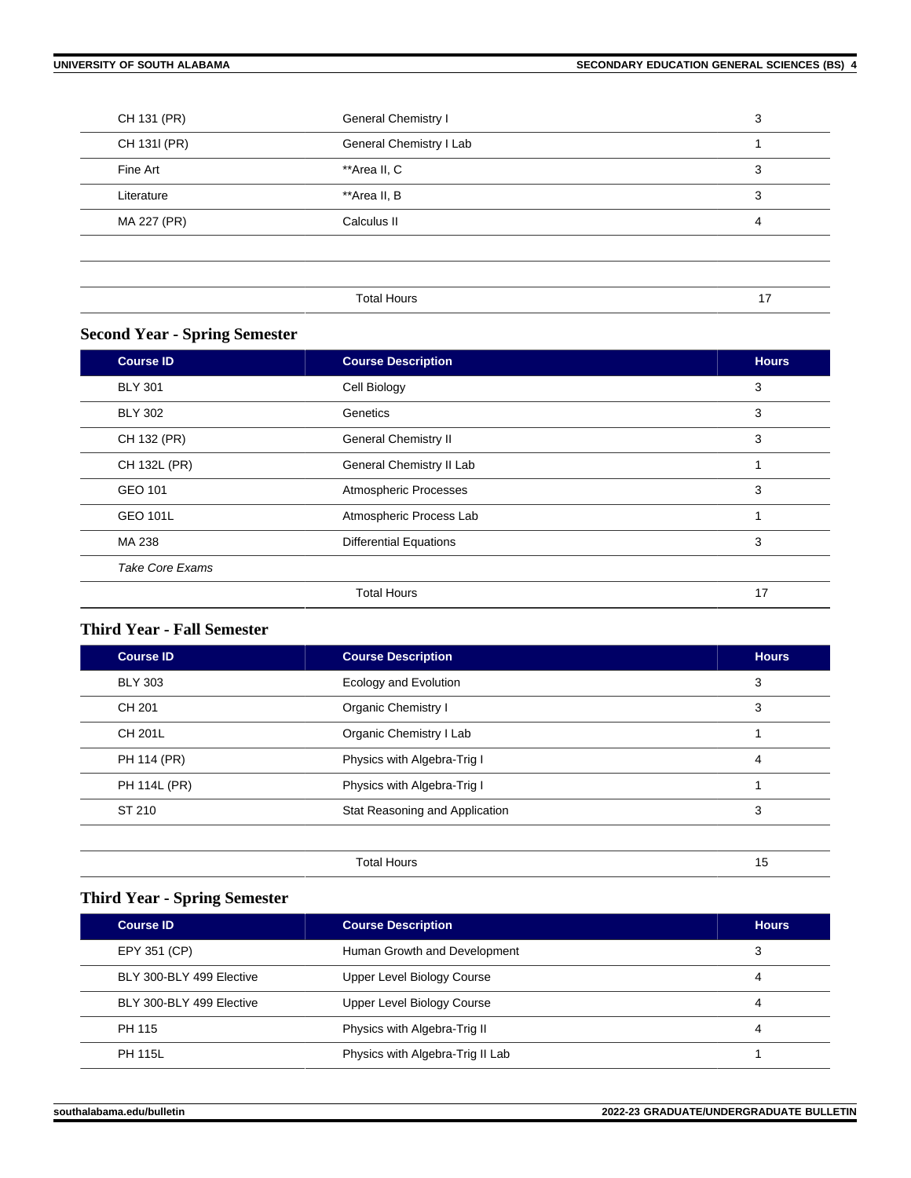| | | |
|---|---|---|
| CH 131 (PR) | General Chemistry I | 3 |
| CH 131l (PR) | General Chemistry I Lab | 1 |
| Fine Art | **Area II, C | 3 |
| Literature | **Area II, B | 3 |
| MA 227 (PR) | Calculus II | 4 |
| | | |
| | | |
| | Total Hours | 17 |

### Second Year - Spring Semester

| Course ID | Course Description | Hours |
|---|---|---|
| BLY 301 | Cell Biology | 3 |
| BLY 302 | Genetics | 3 |
| CH 132 (PR) | General Chemistry II | 3 |
| CH 132L (PR) | General Chemistry II Lab | 1 |
| GEO 101 | Atmospheric Processes | 3 |
| GEO 101L | Atmospheric Process Lab | 1 |
| MA 238 | Differential Equations | 3 |
| *Take Core Exams* | | |
| | Total Hours | 17 |

### Third Year - Fall Semester

| Course ID | Course Description | Hours |
|---|---|---|
| BLY 303 | Ecology and Evolution | 3 |
| CH 201 | Organic Chemistry I | 3 |
| CH 201L | Organic Chemistry I Lab | 1 |
| PH 114 (PR) | Physics with Algebra-Trig I | 4 |
| PH 114L (PR) | Physics with Algebra-Trig I | 1 |
| ST 210 | Stat Reasoning and Application | 3 |
| | | |
| | Total Hours | 15 |

### Third Year - Spring Semester

| Course ID | Course Description | Hours |
|---|---|---|
| EPY 351 (CP) | Human Growth and Development | 3 |
| BLY 300-BLY 499 Elective | Upper Level Biology Course | 4 |
| BLY 300-BLY 499 Elective | Upper Level Biology Course | 4 |
| PH 115 | Physics with Algebra-Trig II | 4 |
| PH 115L | Physics with Algebra-Trig II Lab | 1 |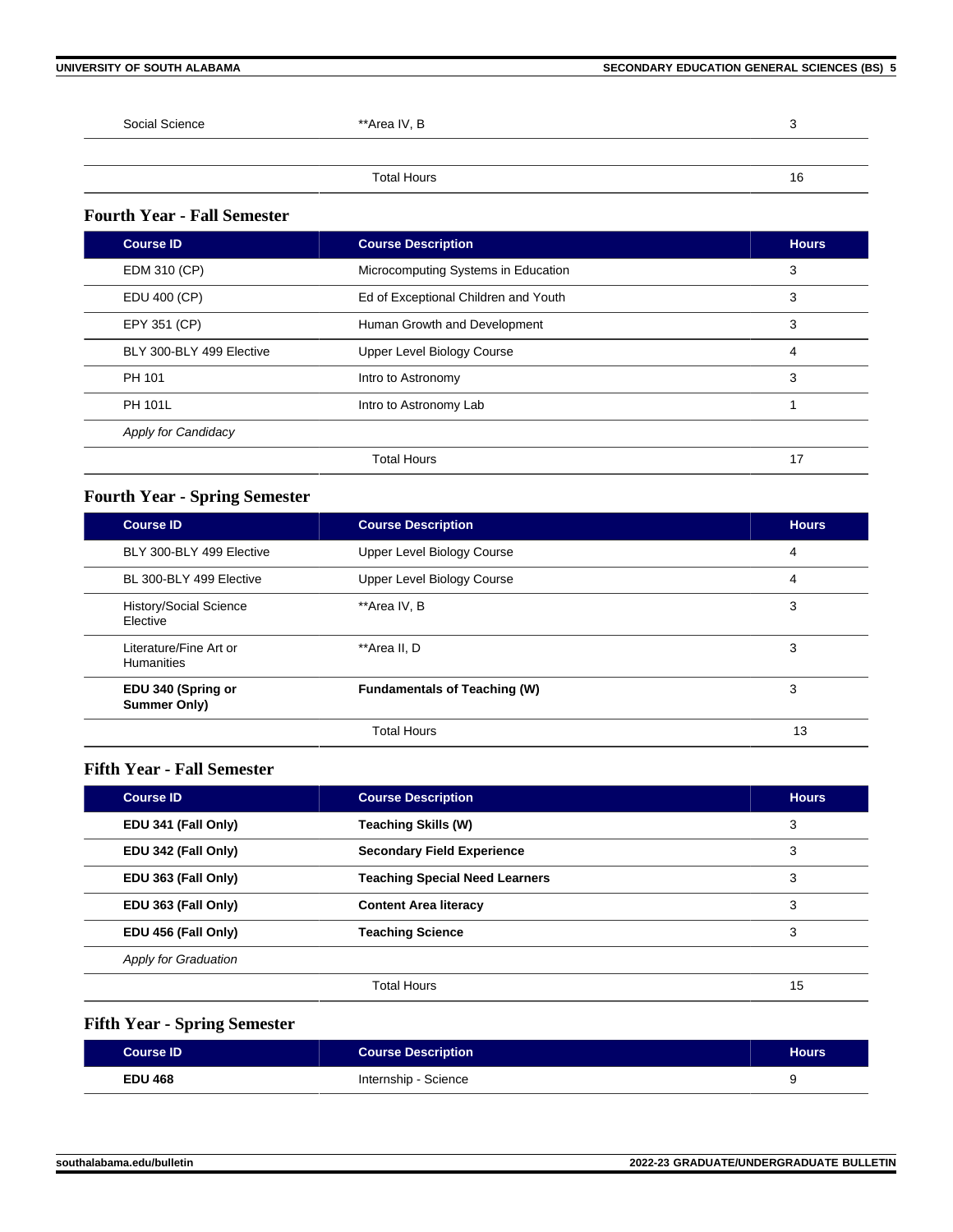| | | |
|---|---|---|
| Social Science | **Area IV, B | 3 |
| | | |
| | Total Hours | 16 |

### Fourth Year - Fall Semester

| Course ID | Course Description | Hours |
|---|---|---|
| EDM 310 (CP) | Microcomputing Systems in Education | 3 |
| EDU 400 (CP) | Ed of Exceptional Children and Youth | 3 |
| EPY 351 (CP) | Human Growth and Development | 3 |
| BLY 300-BLY 499 Elective | Upper Level Biology Course | 4 |
| PH 101 | Intro to Astronomy | 3 |
| PH 101L | Intro to Astronomy Lab | 1 |
| *Apply for Candidacy* | | |
| | Total Hours | 17 |

### Fourth Year - Spring Semester

| Course ID | Course Description | Hours |
|---|---|---|
| BLY 300-BLY 499 Elective | Upper Level Biology Course | 4 |
| BL 300-BLY 499 Elective | Upper Level Biology Course | 4 |
| History/Social Science Elective | **Area IV, B | 3 |
| Literature/Fine Art or Humanities | **Area II, D | 3 |
| **EDU 340 (Spring or Summer Only)** | **Fundamentals of Teaching (W)** | 3 |
| | Total Hours | 13 |

### Fifth Year - Fall Semester

| Course ID | Course Description | Hours |
|---|---|---|
| **EDU 341 (Fall Only)** | **Teaching Skills (W)** | 3 |
| **EDU 342 (Fall Only)** | **Secondary Field Experience** | 3 |
| **EDU 363 (Fall Only)** | **Teaching Special Need Learners** | 3 |
| **EDU 363 (Fall Only)** | **Content Area literacy** | 3 |
| **EDU 456 (Fall Only)** | **Teaching Science** | 3 |
| *Apply for Graduation* | | |
| | Total Hours | 15 |

### Fifth Year - Spring Semester

| Course ID | Course Description | Hours |
|---|---|---|
| **EDU 468** | Internship - Science | 9 |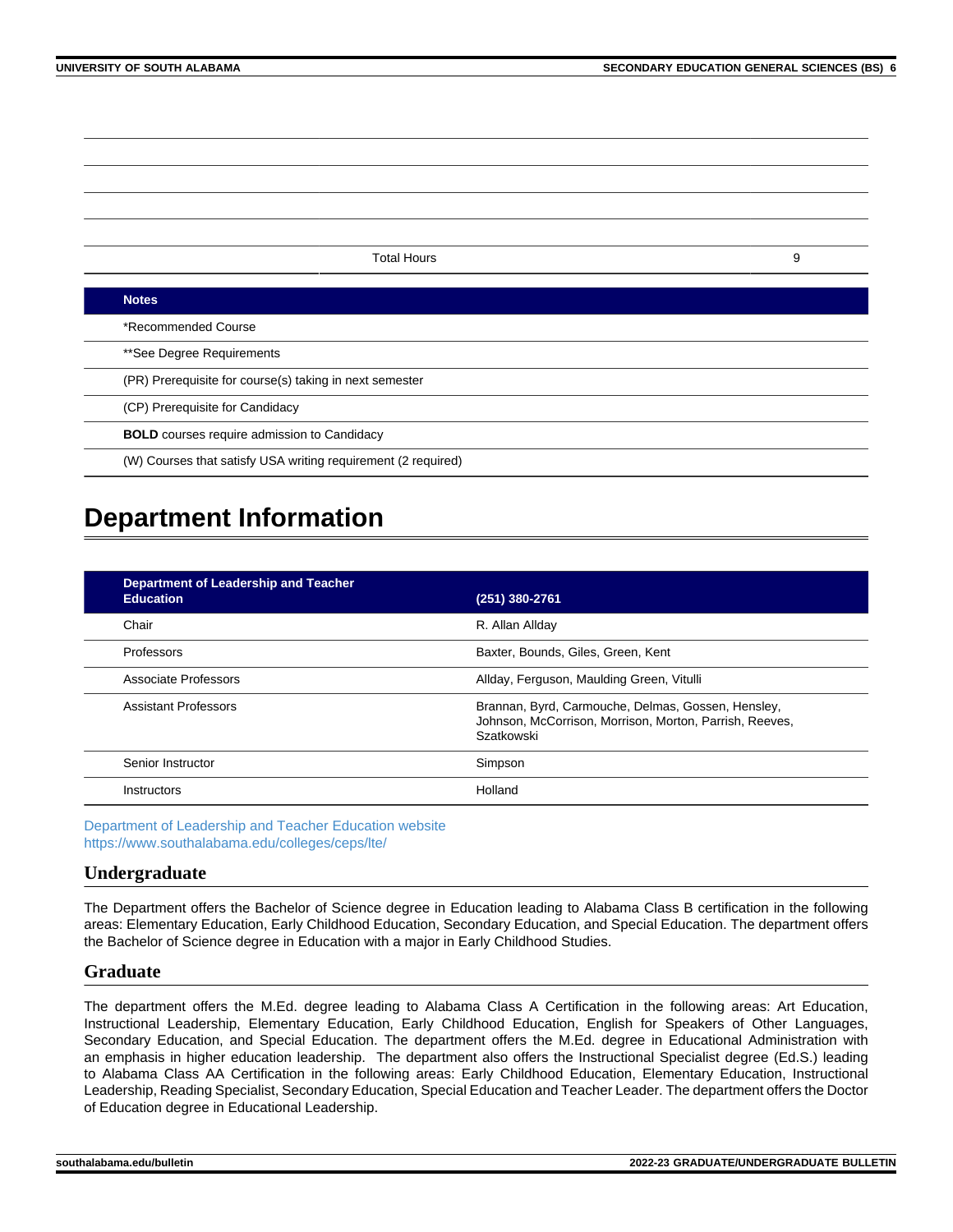| | | |
|---|---|---|
| | | |
| | | |
| | | |
| | | |
| | Total Hours | 9 |

| Notes |
|---|
| *Recommended Course |
| **See Degree Requirements |
| (PR) Prerequisite for course(s) taking in next semester |
| (CP) Prerequisite for Candidacy |
| **BOLD** courses require admission to Candidacy |
| (W) Courses that satisfy USA writing requirement (2 required) |

# Department Information

| Department of Leadership and Teacher Education | (251) 380-2761 |
|---|---|
| Chair | R. Allan Allday |
| Professors | Baxter, Bounds, Giles, Green, Kent |
| Associate Professors | Allday, Ferguson, Maulding Green, Vitulli |
| Assistant Professors | Brannan, Byrd, Carmouche, Delmas, Gossen, Hensley, Johnson, McCorrison, Morrison, Morton, Parrish, Reeves, Szatkowski |
| Senior Instructor | Simpson |
| Instructors | Holland |

Department of Leadership and Teacher Education website
https://www.southalabama.edu/colleges/ceps/lte/

## Undergraduate

The Department offers the Bachelor of Science degree in Education leading to Alabama Class B certification in the following areas: Elementary Education, Early Childhood Education, Secondary Education, and Special Education. The department offers the Bachelor of Science degree in Education with a major in Early Childhood Studies.

## Graduate

The department offers the M.Ed. degree leading to Alabama Class A Certification in the following areas: Art Education, Instructional Leadership, Elementary Education, Early Childhood Education, English for Speakers of Other Languages, Secondary Education, and Special Education. The department offers the M.Ed. degree in Educational Administration with an emphasis in higher education leadership. The department also offers the Instructional Specialist degree (Ed.S.) leading to Alabama Class AA Certification in the following areas: Early Childhood Education, Elementary Education, Instructional Leadership, Reading Specialist, Secondary Education, Special Education and Teacher Leader. The department offers the Doctor of Education degree in Educational Leadership.